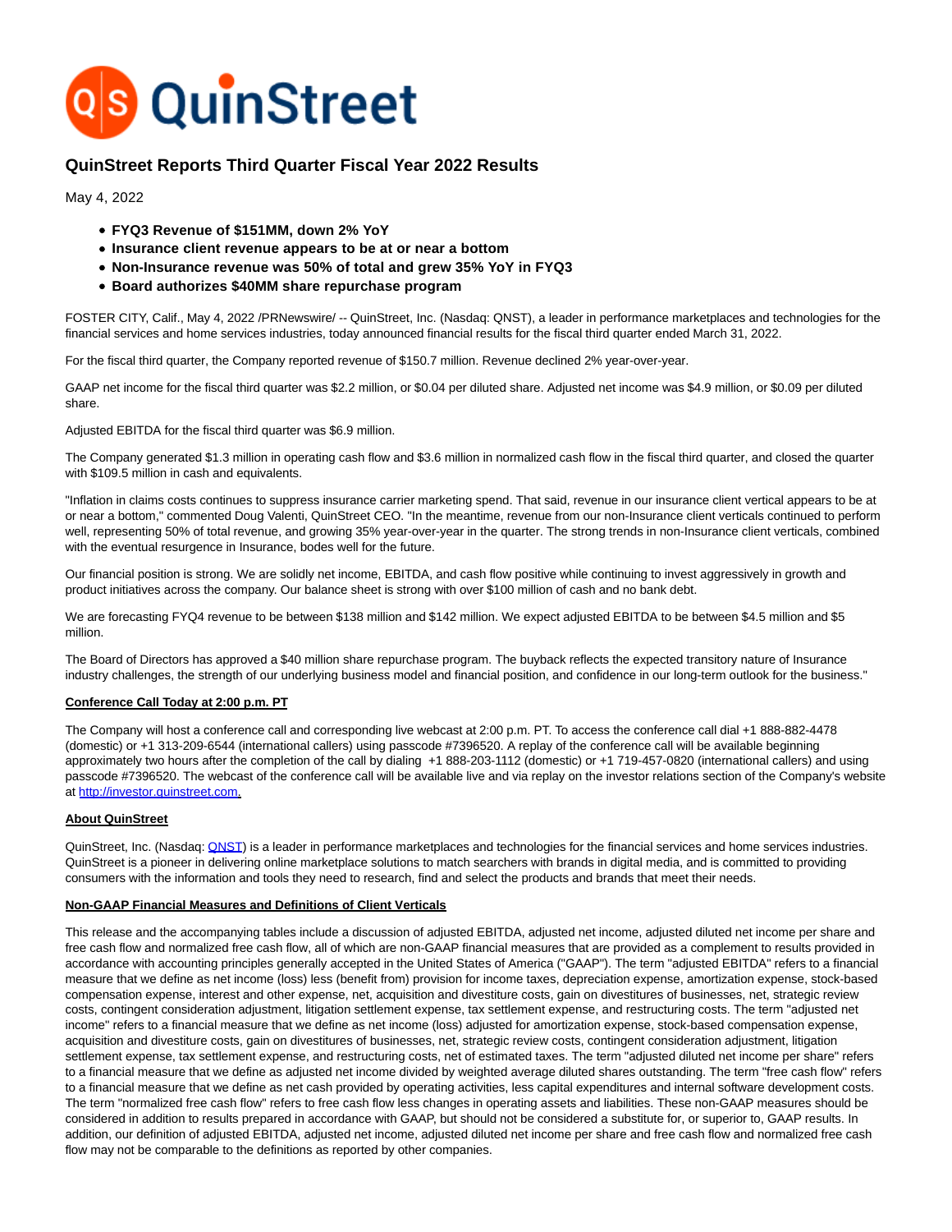# QuinStreet Reports Third Quarter Fiscal Year 2022 Results

May 4, 2022

- **FYQ3 Revenue of $151MM, down 2% YoY**
- **Insurance client revenue appears to be at or near a bottom**
- **Non-Insurance revenue was 50% of total and grew 35% YoY in FYQ3**
- **Board authorizes $40MM share repurchase program**

FOSTER CITY, Calif., May 4, 2022 /PRNewswire/ -- QuinStreet, Inc. (Nasdaq: QNST), a leader in performance marketplaces and technologies for the financial services and home services industries, today announced financial results for the fiscal third quarter ended March 31, 2022.

For the fiscal third quarter, the Company reported revenue of $150.7 million. Revenue declined 2% year-over-year.

GAAP net income for the fiscal third quarter was $2.2 million, or $0.04 per diluted share. Adjusted net income was $4.9 million, or $0.09 per diluted share.

Adjusted EBITDA for the fiscal third quarter was $6.9 million.

The Company generated $1.3 million in operating cash flow and $3.6 million in normalized cash flow in the fiscal third quarter, and closed the quarter with $109.5 million in cash and equivalents.

"Inflation in claims costs continues to suppress insurance carrier marketing spend. That said, revenue in our insurance client vertical appears to be at or near a bottom," commented Doug Valenti, QuinStreet CEO. "In the meantime, revenue from our non-Insurance client verticals continued to perform well, representing 50% of total revenue, and growing 35% year-over-year in the quarter. The strong trends in non-Insurance client verticals, combined with the eventual resurgence in Insurance, bodes well for the future.

Our financial position is strong. We are solidly net income, EBITDA, and cash flow positive while continuing to invest aggressively in growth and product initiatives across the company. Our balance sheet is strong with over $100 million of cash and no bank debt.

We are forecasting FYQ4 revenue to be between $138 million and $142 million. We expect adjusted EBITDA to be between $4.5 million and $5 million.

The Board of Directors has approved a $40 million share repurchase program. The buyback reflects the expected transitory nature of Insurance industry challenges, the strength of our underlying business model and financial position, and confidence in our long-term outlook for the business."

**Conference Call Today at 2:00 p.m. PT**

The Company will host a conference call and corresponding live webcast at 2:00 p.m. PT. To access the conference call dial +1 888-882-4478 (domestic) or +1 313-209-6544 (international callers) using passcode #7396520. A replay of the conference call will be available beginning approximately two hours after the completion of the call by dialing +1 888-203-1112 (domestic) or +1 719-457-0820 (international callers) and using passcode #7396520. The webcast of the conference call will be available live and via replay on the investor relations section of the Company's website at http://investor.quinstreet.com.

**About QuinStreet**

QuinStreet, Inc. (Nasdaq: QNST) is a leader in performance marketplaces and technologies for the financial services and home services industries. QuinStreet is a pioneer in delivering online marketplace solutions to match searchers with brands in digital media, and is committed to providing consumers with the information and tools they need to research, find and select the products and brands that meet their needs.

**Non-GAAP Financial Measures and Definitions of Client Verticals**

This release and the accompanying tables include a discussion of adjusted EBITDA, adjusted net income, adjusted diluted net income per share and free cash flow and normalized free cash flow, all of which are non-GAAP financial measures that are provided as a complement to results provided in accordance with accounting principles generally accepted in the United States of America ("GAAP"). The term "adjusted EBITDA" refers to a financial measure that we define as net income (loss) less (benefit from) provision for income taxes, depreciation expense, amortization expense, stock-based compensation expense, interest and other expense, net, acquisition and divestiture costs, gain on divestitures of businesses, net, strategic review costs, contingent consideration adjustment, litigation settlement expense, tax settlement expense, and restructuring costs. The term "adjusted net income" refers to a financial measure that we define as net income (loss) adjusted for amortization expense, stock-based compensation expense, acquisition and divestiture costs, gain on divestitures of businesses, net, strategic review costs, contingent consideration adjustment, litigation settlement expense, tax settlement expense, and restructuring costs, net of estimated taxes. The term "adjusted diluted net income per share" refers to a financial measure that we define as adjusted net income divided by weighted average diluted shares outstanding. The term "free cash flow" refers to a financial measure that we define as net cash provided by operating activities, less capital expenditures and internal software development costs. The term "normalized free cash flow" refers to free cash flow less changes in operating assets and liabilities. These non-GAAP measures should be considered in addition to results prepared in accordance with GAAP, but should not be considered a substitute for, or superior to, GAAP results. In addition, our definition of adjusted EBITDA, adjusted net income, adjusted diluted net income per share and free cash flow and normalized free cash flow may not be comparable to the definitions as reported by other companies.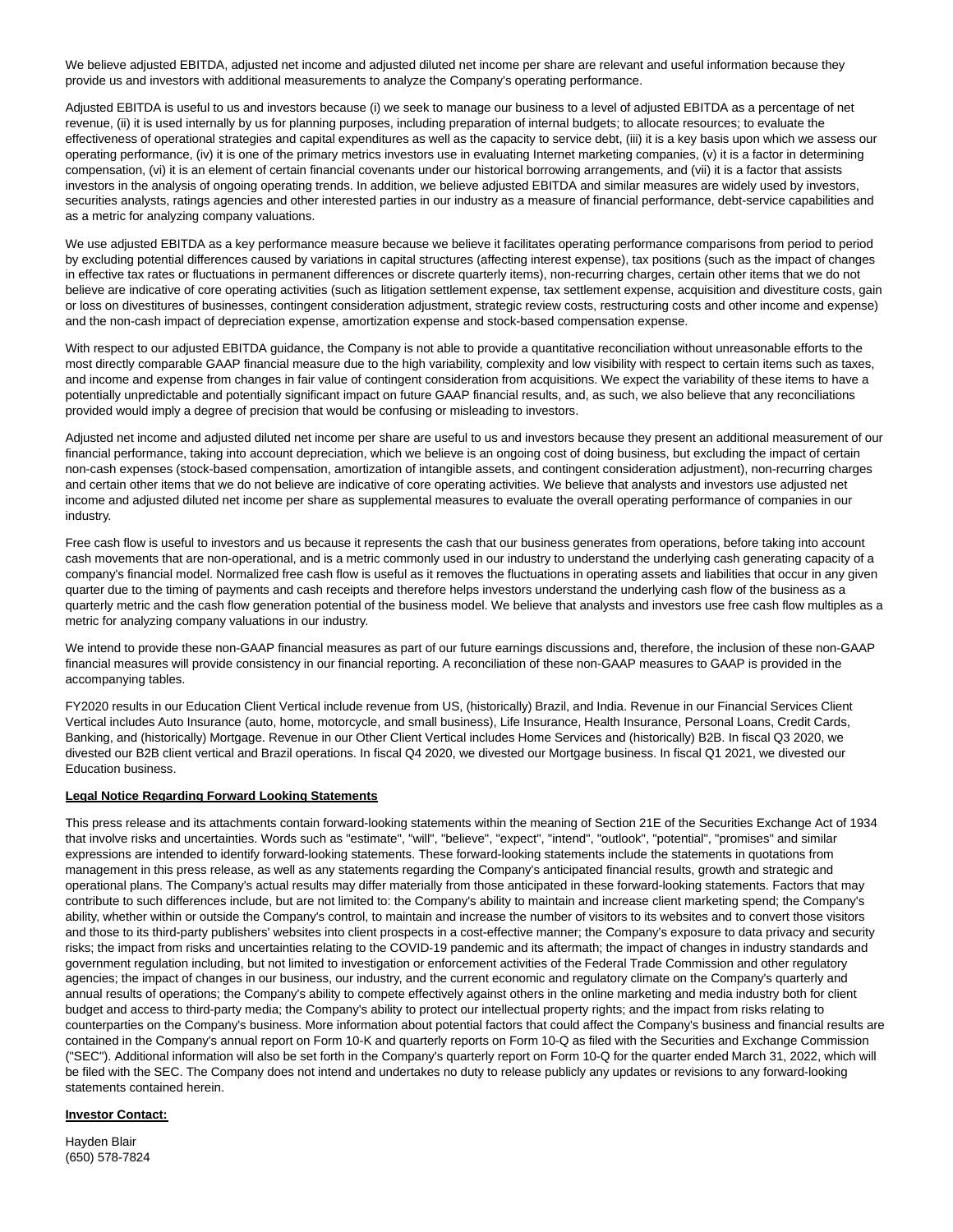We believe adjusted EBITDA, adjusted net income and adjusted diluted net income per share are relevant and useful information because they provide us and investors with additional measurements to analyze the Company's operating performance.

Adjusted EBITDA is useful to us and investors because (i) we seek to manage our business to a level of adjusted EBITDA as a percentage of net revenue, (ii) it is used internally by us for planning purposes, including preparation of internal budgets; to allocate resources; to evaluate the effectiveness of operational strategies and capital expenditures as well as the capacity to service debt, (iii) it is a key basis upon which we assess our operating performance, (iv) it is one of the primary metrics investors use in evaluating Internet marketing companies, (v) it is a factor in determining compensation, (vi) it is an element of certain financial covenants under our historical borrowing arrangements, and (vii) it is a factor that assists investors in the analysis of ongoing operating trends. In addition, we believe adjusted EBITDA and similar measures are widely used by investors, securities analysts, ratings agencies and other interested parties in our industry as a measure of financial performance, debt-service capabilities and as a metric for analyzing company valuations.

We use adjusted EBITDA as a key performance measure because we believe it facilitates operating performance comparisons from period to period by excluding potential differences caused by variations in capital structures (affecting interest expense), tax positions (such as the impact of changes in effective tax rates or fluctuations in permanent differences or discrete quarterly items), non-recurring charges, certain other items that we do not believe are indicative of core operating activities (such as litigation settlement expense, tax settlement expense, acquisition and divestiture costs, gain or loss on divestitures of businesses, contingent consideration adjustment, strategic review costs, restructuring costs and other income and expense) and the non-cash impact of depreciation expense, amortization expense and stock-based compensation expense.

With respect to our adjusted EBITDA guidance, the Company is not able to provide a quantitative reconciliation without unreasonable efforts to the most directly comparable GAAP financial measure due to the high variability, complexity and low visibility with respect to certain items such as taxes, and income and expense from changes in fair value of contingent consideration from acquisitions. We expect the variability of these items to have a potentially unpredictable and potentially significant impact on future GAAP financial results, and, as such, we also believe that any reconciliations provided would imply a degree of precision that would be confusing or misleading to investors.

Adjusted net income and adjusted diluted net income per share are useful to us and investors because they present an additional measurement of our financial performance, taking into account depreciation, which we believe is an ongoing cost of doing business, but excluding the impact of certain non-cash expenses (stock-based compensation, amortization of intangible assets, and contingent consideration adjustment), non-recurring charges and certain other items that we do not believe are indicative of core operating activities. We believe that analysts and investors use adjusted net income and adjusted diluted net income per share as supplemental measures to evaluate the overall operating performance of companies in our industry.

Free cash flow is useful to investors and us because it represents the cash that our business generates from operations, before taking into account cash movements that are non-operational, and is a metric commonly used in our industry to understand the underlying cash generating capacity of a company's financial model. Normalized free cash flow is useful as it removes the fluctuations in operating assets and liabilities that occur in any given quarter due to the timing of payments and cash receipts and therefore helps investors understand the underlying cash flow of the business as a quarterly metric and the cash flow generation potential of the business model. We believe that analysts and investors use free cash flow multiples as a metric for analyzing company valuations in our industry.

We intend to provide these non-GAAP financial measures as part of our future earnings discussions and, therefore, the inclusion of these non-GAAP financial measures will provide consistency in our financial reporting. A reconciliation of these non-GAAP measures to GAAP is provided in the accompanying tables.

FY2020 results in our Education Client Vertical include revenue from US, (historically) Brazil, and India. Revenue in our Financial Services Client Vertical includes Auto Insurance (auto, home, motorcycle, and small business), Life Insurance, Health Insurance, Personal Loans, Credit Cards, Banking, and (historically) Mortgage. Revenue in our Other Client Vertical includes Home Services and (historically) B2B. In fiscal Q3 2020, we divested our B2B client vertical and Brazil operations. In fiscal Q4 2020, we divested our Mortgage business. In fiscal Q1 2021, we divested our Education business.

**Legal Notice Regarding Forward Looking Statements**

This press release and its attachments contain forward-looking statements within the meaning of Section 21E of the Securities Exchange Act of 1934 that involve risks and uncertainties. Words such as "estimate", "will", "believe", "expect", "intend", "outlook", "potential", "promises" and similar expressions are intended to identify forward-looking statements. These forward-looking statements include the statements in quotations from management in this press release, as well as any statements regarding the Company's anticipated financial results, growth and strategic and operational plans. The Company's actual results may differ materially from those anticipated in these forward-looking statements. Factors that may contribute to such differences include, but are not limited to: the Company's ability to maintain and increase client marketing spend; the Company's ability, whether within or outside the Company's control, to maintain and increase the number of visitors to its websites and to convert those visitors and those to its third-party publishers' websites into client prospects in a cost-effective manner; the Company's exposure to data privacy and security risks; the impact from risks and uncertainties relating to the COVID-19 pandemic and its aftermath; the impact of changes in industry standards and government regulation including, but not limited to investigation or enforcement activities of the Federal Trade Commission and other regulatory agencies; the impact of changes in our business, our industry, and the current economic and regulatory climate on the Company's quarterly and annual results of operations; the Company's ability to compete effectively against others in the online marketing and media industry both for client budget and access to third-party media; the Company's ability to protect our intellectual property rights; and the impact from risks relating to counterparties on the Company's business. More information about potential factors that could affect the Company's business and financial results are contained in the Company's annual report on Form 10-K and quarterly reports on Form 10-Q as filed with the Securities and Exchange Commission ("SEC"). Additional information will also be set forth in the Company's quarterly report on Form 10-Q for the quarter ended March 31, 2022, which will be filed with the SEC. The Company does not intend and undertakes no duty to release publicly any updates or revisions to any forward-looking statements contained herein.

**Investor Contact:**

Hayden Blair
(650) 578-7824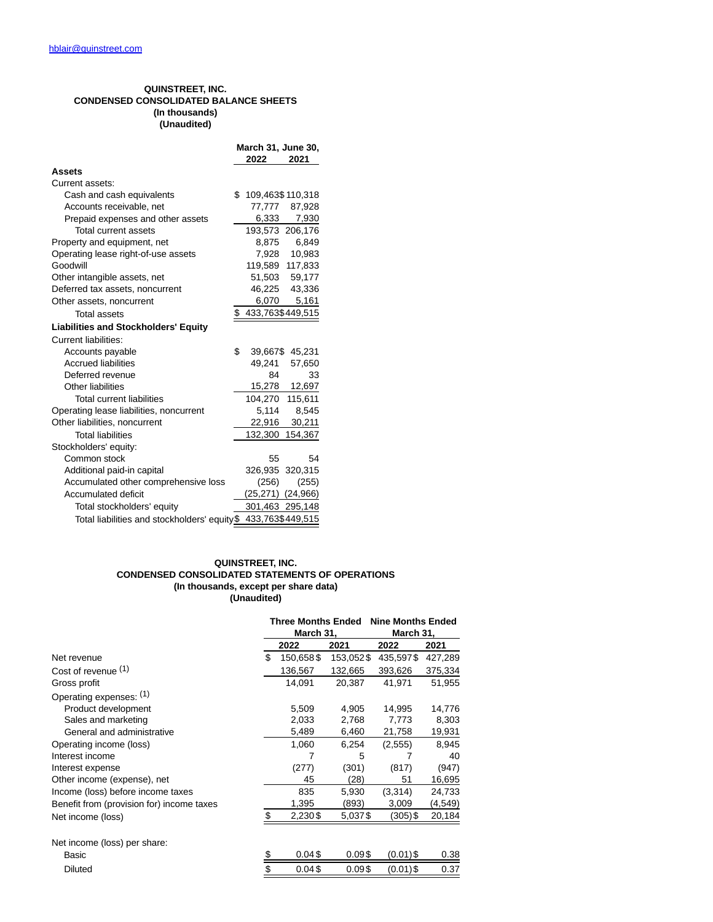hblair@quinstreet.com

**QUINSTREET, INC.**
**CONDENSED CONSOLIDATED BALANCE SHEETS**
**(In thousands)**
**(Unaudited)**

| | March 31, 2022 | June 30, 2021 |
|---|---|---|
| **Assets** | | |
| Current assets: | | |
| Cash and cash equivalents | $ 109,463 | $ 110,318 |
| Accounts receivable, net | 77,777 | 87,928 |
| Prepaid expenses and other assets | 6,333 | 7,930 |
| Total current assets | 193,573 | 206,176 |
| Property and equipment, net | 8,875 | 6,849 |
| Operating lease right-of-use assets | 7,928 | 10,983 |
| Goodwill | 119,589 | 117,833 |
| Other intangible assets, net | 51,503 | 59,177 |
| Deferred tax assets, noncurrent | 46,225 | 43,336 |
| Other assets, noncurrent | 6,070 | 5,161 |
| Total assets | $ 433,763 | $ 449,515 |
| **Liabilities and Stockholders' Equity** | | |
| Current liabilities: | | |
| Accounts payable | $ 39,667 | $ 45,231 |
| Accrued liabilities | 49,241 | 57,650 |
| Deferred revenue | 84 | 33 |
| Other liabilities | 15,278 | 12,697 |
| Total current liabilities | 104,270 | 115,611 |
| Operating lease liabilities, noncurrent | 5,114 | 8,545 |
| Other liabilities, noncurrent | 22,916 | 30,211 |
| Total liabilities | 132,300 | 154,367 |
| Stockholders' equity: | | |
| Common stock | 55 | 54 |
| Additional paid-in capital | 326,935 | 320,315 |
| Accumulated other comprehensive loss | (256) | (255) |
| Accumulated deficit | (25,271) | (24,966) |
| Total stockholders' equity | 301,463 | 295,148 |
| Total liabilities and stockholders' equity | $ 433,763 | $ 449,515 |

**QUINSTREET, INC.**
**CONDENSED CONSOLIDATED STATEMENTS OF OPERATIONS**
**(In thousands, except per share data)**
**(Unaudited)**

| | Three Months Ended March 31, | | Nine Months Ended March 31, | |
|---|---|---|---|---|
| | 2022 | 2021 | 2022 | 2021 |
| Net revenue | $ 150,658 | $ 153,052 | $ 435,597 | $ 427,289 |
| Cost of revenue (1) | 136,567 | 132,665 | 393,626 | 375,334 |
| Gross profit | 14,091 | 20,387 | 41,971 | 51,955 |
| Operating expenses: (1) | | | | |
| Product development | 5,509 | 4,905 | 14,995 | 14,776 |
| Sales and marketing | 2,033 | 2,768 | 7,773 | 8,303 |
| General and administrative | 5,489 | 6,460 | 21,758 | 19,931 |
| Operating income (loss) | 1,060 | 6,254 | (2,555) | 8,945 |
| Interest income | 7 | 5 | 7 | 40 |
| Interest expense | (277) | (301) | (817) | (947) |
| Other income (expense), net | 45 | (28) | 51 | 16,695 |
| Income (loss) before income taxes | 835 | 5,930 | (3,314) | 24,733 |
| Benefit from (provision for) income taxes | 1,395 | (893) | 3,009 | (4,549) |
| Net income (loss) | $ 2,230 | $ 5,037 | $ (305) | $ 20,184 |
| | | | | |
| Net income (loss) per share: | | | | |
| Basic | $ 0.04 | $ 0.09 | $ (0.01) | $ 0.38 |
| Diluted | $ 0.04 | $ 0.09 | $ (0.01) | $ 0.37 |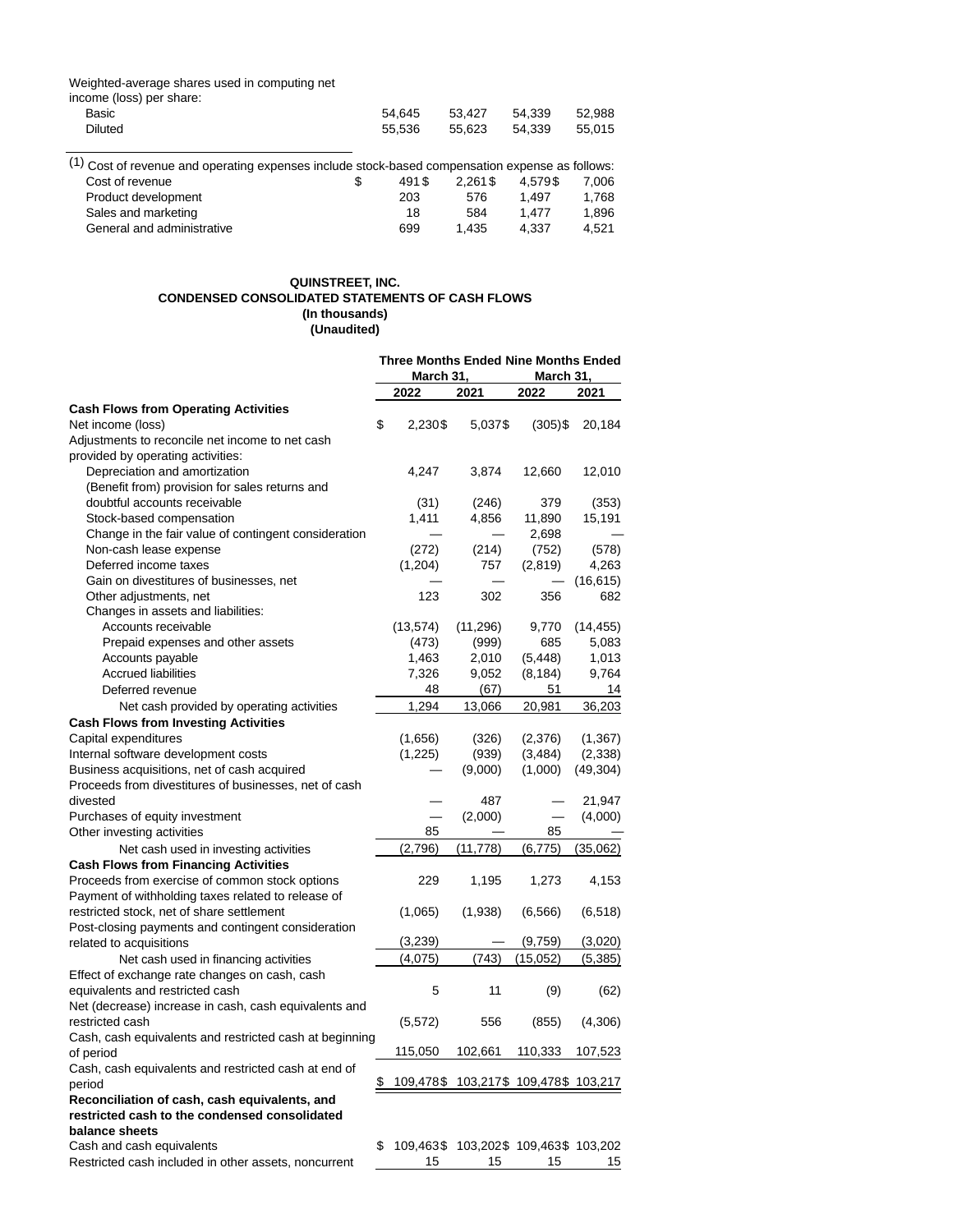| | | | | |
|---|---|---|---|---|
| Weighted-average shares used in computing net income (loss) per share: | | | | |
| Basic | 54,645 | 53,427 | 54,339 | 52,988 |
| Diluted | 55,536 | 55,623 | 54,339 | 55,015 |

(1) Cost of revenue and operating expenses include stock-based compensation expense as follows:

| | | | | |
|---|---|---|---|---|
| Cost of revenue | $ 491 | $ 2,261 | $ 4,579 | $ 7,006 |
| Product development | 203 | 576 | 1,497 | 1,768 |
| Sales and marketing | 18 | 584 | 1,477 | 1,896 |
| General and administrative | 699 | 1,435 | 4,337 | 4,521 |

**QUINSTREET, INC.**
**CONDENSED CONSOLIDATED STATEMENTS OF CASH FLOWS**
**(In thousands)**
**(Unaudited)**

| | Three Months Ended March 31, | | Nine Months Ended March 31, | |
|---|---|---|---|---|
| | 2022 | 2021 | 2022 | 2021 |
| **Cash Flows from Operating Activities** | | | | |
| Net income (loss) | $ 2,230 | $ 5,037 | $ (305) | $ 20,184 |
| Adjustments to reconcile net income to net cash provided by operating activities: | | | | |
| Depreciation and amortization | 4,247 | 3,874 | 12,660 | 12,010 |
| (Benefit from) provision for sales returns and doubtful accounts receivable | (31) | (246) | 379 | (353) |
| Stock-based compensation | 1,411 | 4,856 | 11,890 | 15,191 |
| Change in the fair value of contingent consideration | — | — | 2,698 | — |
| Non-cash lease expense | (272) | (214) | (752) | (578) |
| Deferred income taxes | (1,204) | 757 | (2,819) | 4,263 |
| Gain on divestitures of businesses, net | — | — | — | (16,615) |
| Other adjustments, net | 123 | 302 | 356 | 682 |
| Changes in assets and liabilities: | | | | |
| Accounts receivable | (13,574) | (11,296) | 9,770 | (14,455) |
| Prepaid expenses and other assets | (473) | (999) | 685 | 5,083 |
| Accounts payable | 1,463 | 2,010 | (5,448) | 1,013 |
| Accrued liabilities | 7,326 | 9,052 | (8,184) | 9,764 |
| Deferred revenue | 48 | (67) | 51 | 14 |
| Net cash provided by operating activities | 1,294 | 13,066 | 20,981 | 36,203 |
| **Cash Flows from Investing Activities** | | | | |
| Capital expenditures | (1,656) | (326) | (2,376) | (1,367) |
| Internal software development costs | (1,225) | (939) | (3,484) | (2,338) |
| Business acquisitions, net of cash acquired | — | (9,000) | (1,000) | (49,304) |
| Proceeds from divestitures of businesses, net of cash divested | — | 487 | — | 21,947 |
| Purchases of equity investment | — | (2,000) | — | (4,000) |
| Other investing activities | 85 | — | 85 | — |
| Net cash used in investing activities | (2,796) | (11,778) | (6,775) | (35,062) |
| **Cash Flows from Financing Activities** | | | | |
| Proceeds from exercise of common stock options | 229 | 1,195 | 1,273 | 4,153 |
| Payment of withholding taxes related to release of restricted stock, net of share settlement | (1,065) | (1,938) | (6,566) | (6,518) |
| Post-closing payments and contingent consideration related to acquisitions | (3,239) | — | (9,759) | (3,020) |
| Net cash used in financing activities | (4,075) | (743) | (15,052) | (5,385) |
| Effect of exchange rate changes on cash, cash equivalents and restricted cash | 5 | 11 | (9) | (62) |
| Net (decrease) increase in cash, cash equivalents and restricted cash | (5,572) | 556 | (855) | (4,306) |
| Cash, cash equivalents and restricted cash at beginning of period | 115,050 | 102,661 | 110,333 | 107,523 |
| Cash, cash equivalents and restricted cash at end of period | $ 109,478 | $ 103,217 | $ 109,478 | $ 103,217 |
| **Reconciliation of cash, cash equivalents, and restricted cash to the condensed consolidated balance sheets** | | | | |
| Cash and cash equivalents | $ 109,463 | $ 103,202 | $ 109,463 | $ 103,202 |
| Restricted cash included in other assets, noncurrent | 15 | 15 | 15 | 15 |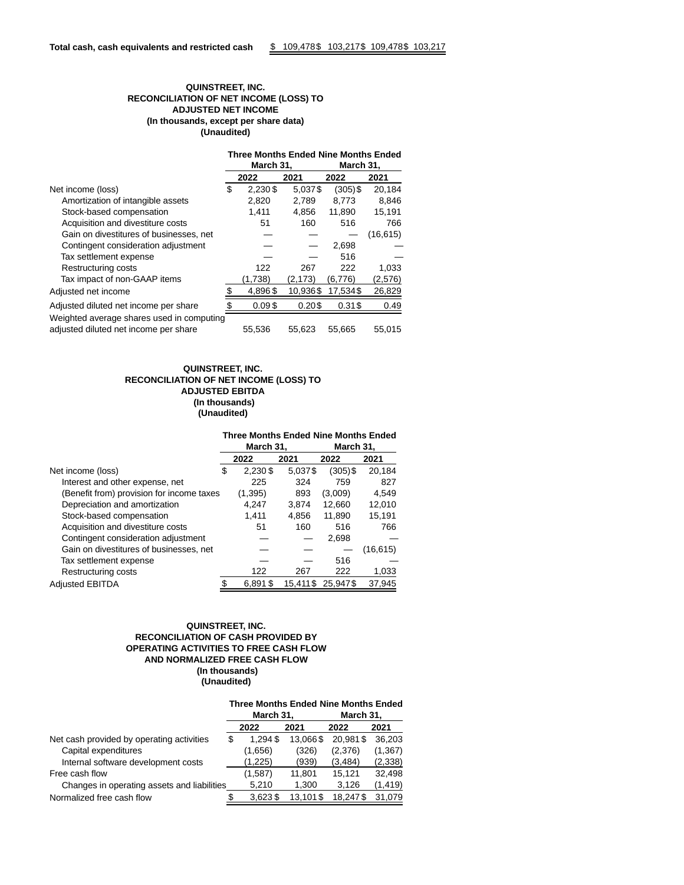| | | | | |
|---|---|---|---|---|
| **Total cash, cash equivalents and restricted cash** | $ 109,478 | $ 103,217 | $ 109,478 | $ 103,217 |

**QUINSTREET, INC.**
**RECONCILIATION OF NET INCOME (LOSS) TO ADJUSTED NET INCOME**
**(In thousands, except per share data)**
**(Unaudited)**

| | Three Months Ended March 31, | | Nine Months Ended March 31, | |
|---|---|---|---|---|
| | 2022 | 2021 | 2022 | 2021 |
| Net income (loss) | $ 2,230 | $ 5,037 | $ (305) | $ 20,184 |
| Amortization of intangible assets | 2,820 | 2,789 | 8,773 | 8,846 |
| Stock-based compensation | 1,411 | 4,856 | 11,890 | 15,191 |
| Acquisition and divestiture costs | 51 | 160 | 516 | 766 |
| Gain on divestitures of businesses, net | — | — | — | (16,615) |
| Contingent consideration adjustment | — | — | 2,698 | — |
| Tax settlement expense | — | — | 516 | — |
| Restructuring costs | 122 | 267 | 222 | 1,033 |
| Tax impact of non-GAAP items | (1,738) | (2,173) | (6,776) | (2,576) |
| Adjusted net income | $ 4,896 | $ 10,936 | $ 17,534 | $ 26,829 |
| Adjusted diluted net income per share | $ 0.09 | $ 0.20 | $ 0.31 | $ 0.49 |
| Weighted average shares used in computing adjusted diluted net income per share | 55,536 | 55,623 | 55,665 | 55,015 |

**QUINSTREET, INC.**
**RECONCILIATION OF NET INCOME (LOSS) TO ADJUSTED EBITDA**
**(In thousands)**
**(Unaudited)**

| | Three Months Ended March 31, | | Nine Months Ended March 31, | |
|---|---|---|---|---|
| | 2022 | 2021 | 2022 | 2021 |
| Net income (loss) | $ 2,230 | $ 5,037 | $ (305) | $ 20,184 |
| Interest and other expense, net | 225 | 324 | 759 | 827 |
| (Benefit from) provision for income taxes | (1,395) | 893 | (3,009) | 4,549 |
| Depreciation and amortization | 4,247 | 3,874 | 12,660 | 12,010 |
| Stock-based compensation | 1,411 | 4,856 | 11,890 | 15,191 |
| Acquisition and divestiture costs | 51 | 160 | 516 | 766 |
| Contingent consideration adjustment | — | — | 2,698 | — |
| Gain on divestitures of businesses, net | — | — | — | (16,615) |
| Tax settlement expense | — | — | 516 | — |
| Restructuring costs | 122 | 267 | 222 | 1,033 |
| Adjusted EBITDA | $ 6,891 | $ 15,411 | $ 25,947 | $ 37,945 |

**QUINSTREET, INC.**
**RECONCILIATION OF CASH PROVIDED BY OPERATING ACTIVITIES TO FREE CASH FLOW AND NORMALIZED FREE CASH FLOW**
**(In thousands)**
**(Unaudited)**

| | Three Months Ended March 31, | | Nine Months Ended March 31, | |
|---|---|---|---|---|
| | 2022 | 2021 | 2022 | 2021 |
| Net cash provided by operating activities | $ 1,294 | $ 13,066 | $ 20,981 | $ 36,203 |
| Capital expenditures | (1,656) | (326) | (2,376) | (1,367) |
| Internal software development costs | (1,225) | (939) | (3,484) | (2,338) |
| Free cash flow | (1,587) | 11,801 | 15,121 | 32,498 |
| Changes in operating assets and liabilities | 5,210 | 1,300 | 3,126 | (1,419) |
| Normalized free cash flow | $ 3,623 | $ 13,101 | $ 18,247 | $ 31,079 |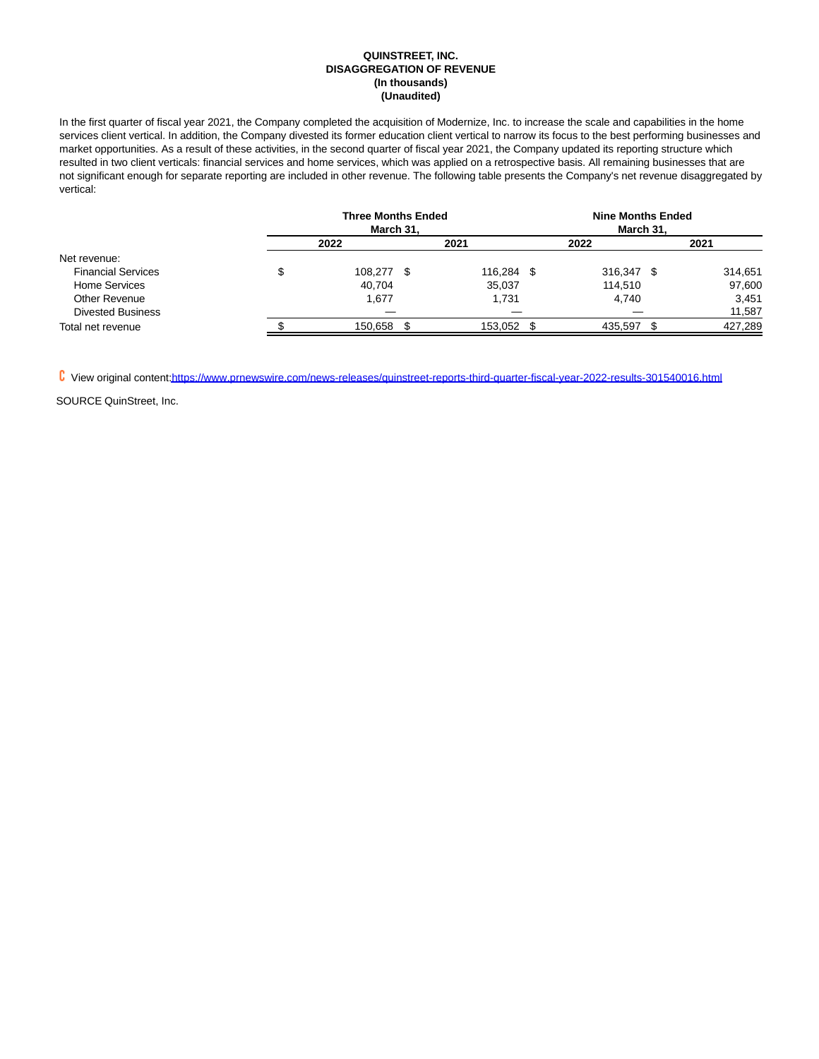**QUINSTREET, INC.**
**DISAGGREGATION OF REVENUE**
**(In thousands)**
**(Unaudited)**

In the first quarter of fiscal year 2021, the Company completed the acquisition of Modernize, Inc. to increase the scale and capabilities in the home services client vertical. In addition, the Company divested its former education client vertical to narrow its focus to the best performing businesses and market opportunities. As a result of these activities, in the second quarter of fiscal year 2021, the Company updated its reporting structure which resulted in two client verticals: financial services and home services, which was applied on a retrospective basis. All remaining businesses that are not significant enough for separate reporting are included in other revenue. The following table presents the Company's net revenue disaggregated by vertical:

| | Three Months Ended March 31, | | Nine Months Ended March 31, | |
|---|---|---|---|---|
| | 2022 | 2021 | 2022 | 2021 |
| Net revenue: | | | | |
| Financial Services | $ 108,277 | $ 116,284 | $ 316,347 | $ 314,651 |
| Home Services | 40,704 | 35,037 | 114,510 | 97,600 |
| Other Revenue | 1,677 | 1,731 | 4,740 | 3,451 |
| Divested Business | — | — | — | 11,587 |
| Total net revenue | $ 150,658 | $ 153,052 | $ 435,597 | $ 427,289 |

View original content:https://www.prnewswire.com/news-releases/quinstreet-reports-third-quarter-fiscal-year-2022-results-301540016.html

SOURCE QuinStreet, Inc.